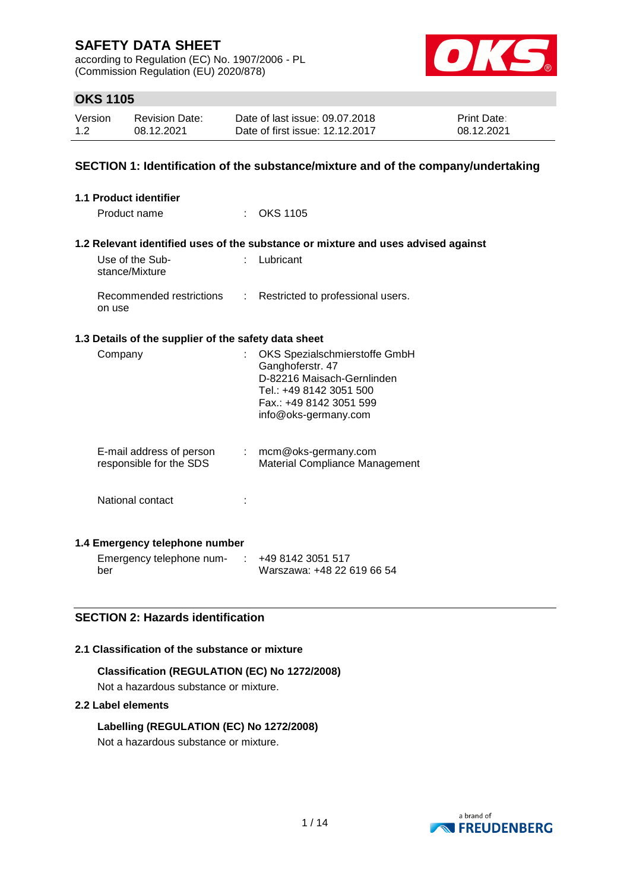# SAFETY DATA SHEET

according to Regulation (EC) No. 1907/2006 - PL
(Commission Regulation (EU) 2020/878)

## OKS 1105

| Version | Revision Date: | Date of last issue: 09.07.2018 | Print Date: |
|---|---|---|---|
| 1.2 | 08.12.2021 | Date of first issue: 12.12.2017 | 08.12.2021 |

## SECTION 1: Identification of the substance/mixture and of the company/undertaking

### 1.1 Product identifier

Product name : OKS 1105

### 1.2 Relevant identified uses of the substance or mixture and uses advised against

Use of the Substance/Mixture : Lubricant

Recommended restrictions on use : Restricted to professional users.

### 1.3 Details of the supplier of the safety data sheet

Company : OKS Spezialschmierstoffe GmbH
Ganghoferstr. 47
D-82216 Maisach-Gernlinden
Tel.: +49 8142 3051 500
Fax.: +49 8142 3051 599
info@oks-germany.com

E-mail address of person responsible for the SDS : mcm@oks-germany.com
Material Compliance Management

National contact :

### 1.4 Emergency telephone number

Emergency telephone number : +49 8142 3051 517
Warszawa: +48 22 619 66 54

## SECTION 2: Hazards identification

### 2.1 Classification of the substance or mixture

**Classification (REGULATION (EC) No 1272/2008)**

Not a hazardous substance or mixture.

### 2.2 Label elements

**Labelling (REGULATION (EC) No 1272/2008)**

Not a hazardous substance or mixture.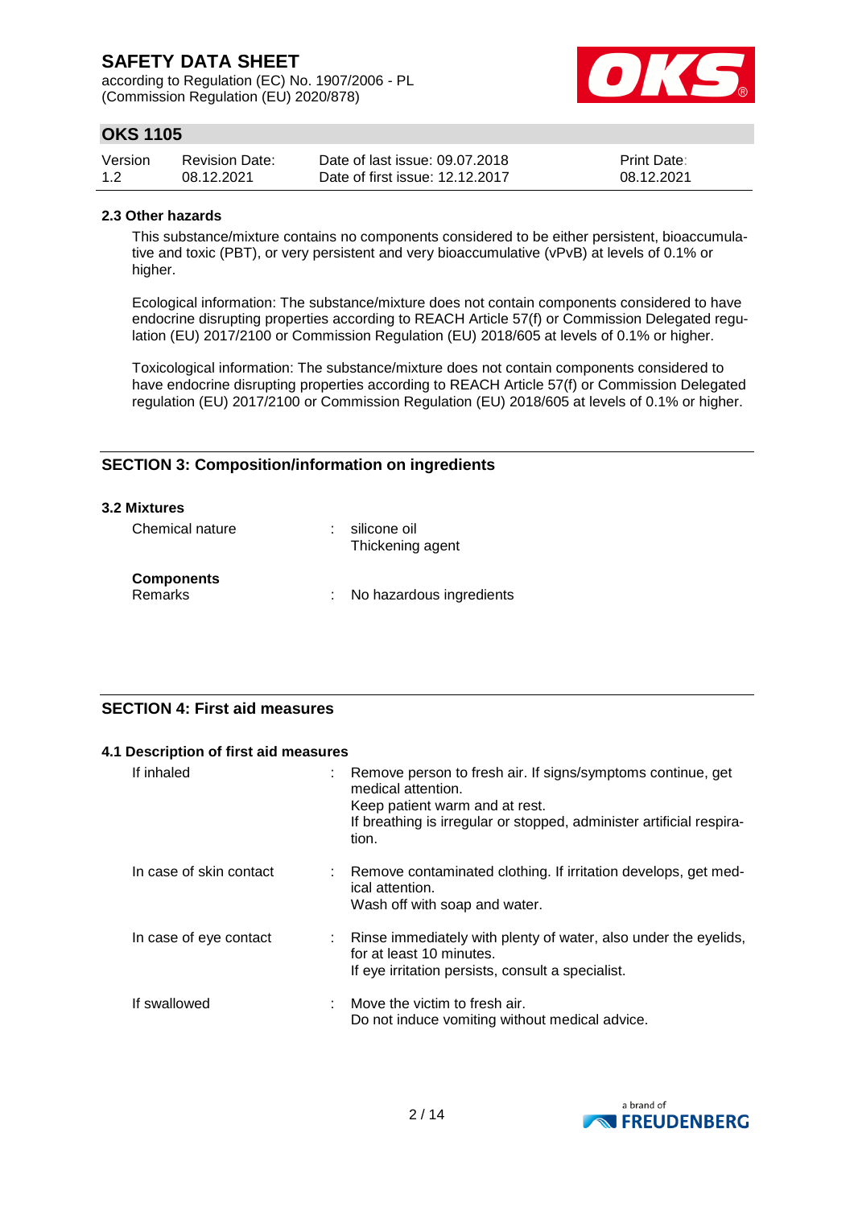### 2.3 Other hazards

This substance/mixture contains no components considered to be either persistent, bioaccumulative and toxic (PBT), or very persistent and very bioaccumulative (vPvB) at levels of 0.1% or higher.

Ecological information: The substance/mixture does not contain components considered to have endocrine disrupting properties according to REACH Article 57(f) or Commission Delegated regulation (EU) 2017/2100 or Commission Regulation (EU) 2018/605 at levels of 0.1% or higher.

Toxicological information: The substance/mixture does not contain components considered to have endocrine disrupting properties according to REACH Article 57(f) or Commission Delegated regulation (EU) 2017/2100 or Commission Regulation (EU) 2018/605 at levels of 0.1% or higher.

## SECTION 3: Composition/information on ingredients

### 3.2 Mixtures

Chemical nature : silicone oil
Thickening agent

**Components**

Remarks : No hazardous ingredients

## SECTION 4: First aid measures

### 4.1 Description of first aid measures

| | |
|---|---|
| If inhaled | Remove person to fresh air. If signs/symptoms continue, get medical attention.<br>Keep patient warm and at rest.<br>If breathing is irregular or stopped, administer artificial respiration. |
| In case of skin contact | Remove contaminated clothing. If irritation develops, get medical attention.<br>Wash off with soap and water. |
| In case of eye contact | Rinse immediately with plenty of water, also under the eyelids, for at least 10 minutes.<br>If eye irritation persists, consult a specialist. |
| If swallowed | Move the victim to fresh air.<br>Do not induce vomiting without medical advice. |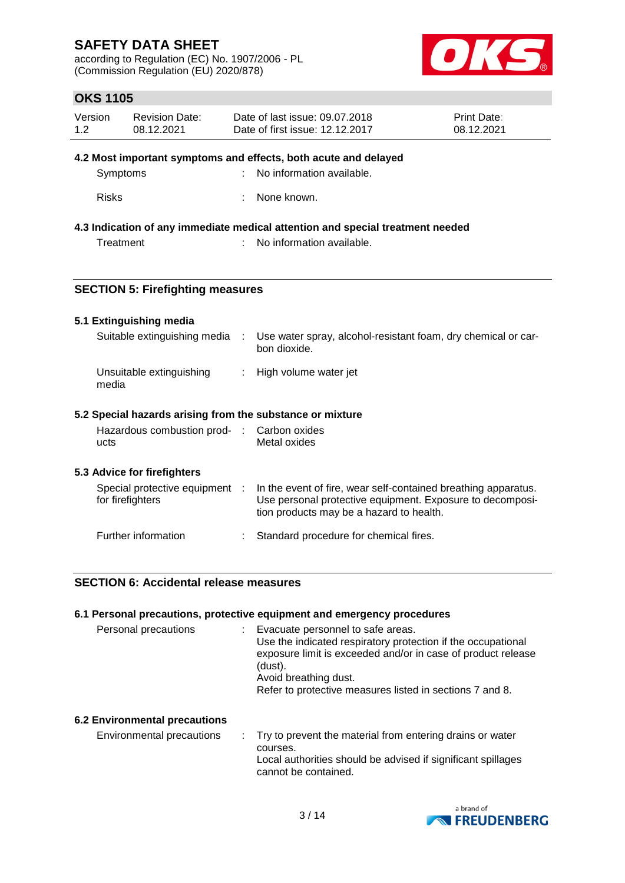### 4.2 Most important symptoms and effects, both acute and delayed

| | | |
|---|---|---|
| Symptoms | : | No information available. |
| Risks | : | None known. |

### 4.3 Indication of any immediate medical attention and special treatment needed

| | | |
|---|---|---|
| Treatment | : | No information available. |

## SECTION 5: Firefighting measures

### 5.1 Extinguishing media

| | | |
|---|---|---|
| Suitable extinguishing media | : | Use water spray, alcohol-resistant foam, dry chemical or carbon dioxide. |
| Unsuitable extinguishing media | : | High volume water jet |

### 5.2 Special hazards arising from the substance or mixture

| | | |
|---|---|---|
| Hazardous combustion products | : | Carbon oxides<br>Metal oxides |

### 5.3 Advice for firefighters

| | | |
|---|---|---|
| Special protective equipment for firefighters | : | In the event of fire, wear self-contained breathing apparatus. Use personal protective equipment. Exposure to decomposition products may be a hazard to health. |
| Further information | : | Standard procedure for chemical fires. |

## SECTION 6: Accidental release measures

### 6.1 Personal precautions, protective equipment and emergency procedures

| | | |
|---|---|---|
| Personal precautions | : | Evacuate personnel to safe areas.<br>Use the indicated respiratory protection if the occupational exposure limit is exceeded and/or in case of product release (dust).<br>Avoid breathing dust.<br>Refer to protective measures listed in sections 7 and 8. |

### 6.2 Environmental precautions

| | | |
|---|---|---|
| Environmental precautions | : | Try to prevent the material from entering drains or water courses.<br>Local authorities should be advised if significant spillages cannot be contained. |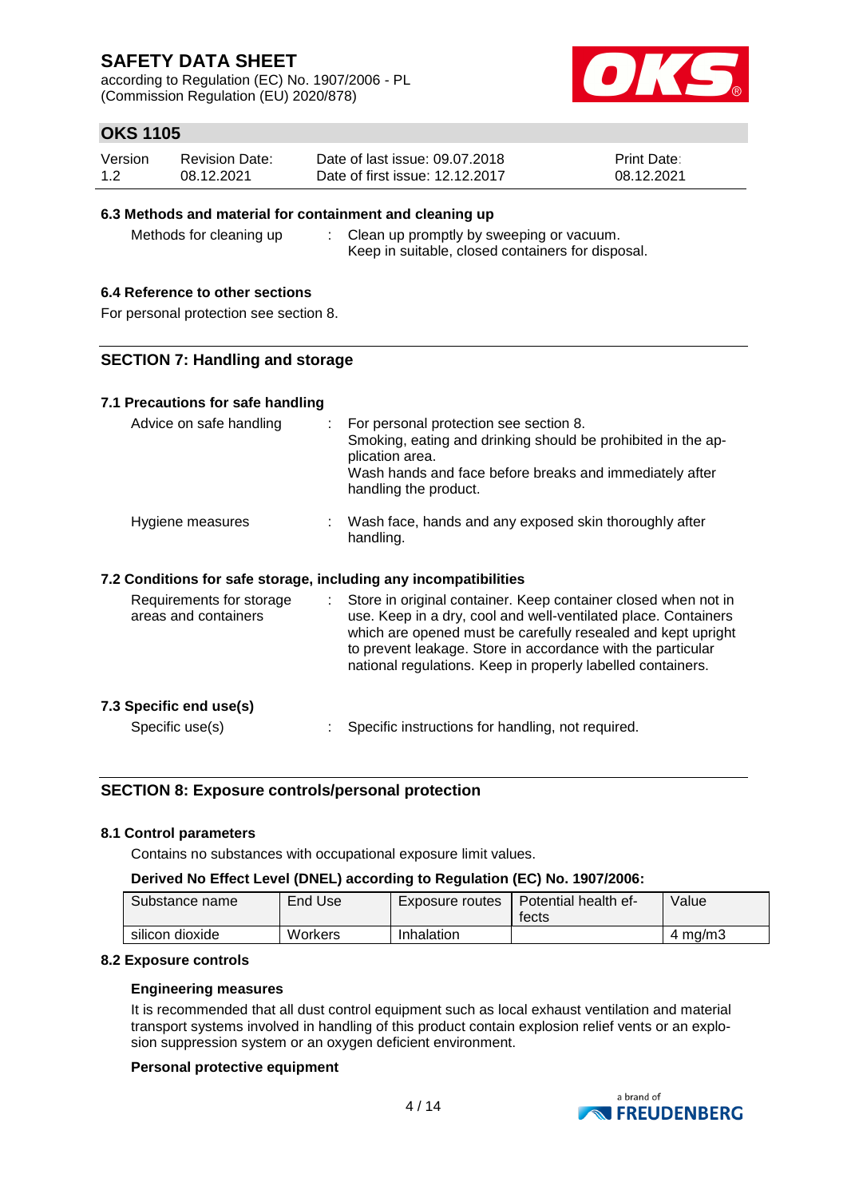### 6.3 Methods and material for containment and cleaning up

Methods for cleaning up : Clean up promptly by sweeping or vacuum. Keep in suitable, closed containers for disposal.

### 6.4 Reference to other sections

For personal protection see section 8.

## SECTION 7: Handling and storage

### 7.1 Precautions for safe handling

Advice on safe handling : For personal protection see section 8. Smoking, eating and drinking should be prohibited in the application area. Wash hands and face before breaks and immediately after handling the product.

Hygiene measures : Wash face, hands and any exposed skin thoroughly after handling.

### 7.2 Conditions for safe storage, including any incompatibilities

Requirements for storage areas and containers : Store in original container. Keep container closed when not in use. Keep in a dry, cool and well-ventilated place. Containers which are opened must be carefully resealed and kept upright to prevent leakage. Store in accordance with the particular national regulations. Keep in properly labelled containers.

### 7.3 Specific end use(s)

Specific use(s) : Specific instructions for handling, not required.

## SECTION 8: Exposure controls/personal protection

### 8.1 Control parameters

Contains no substances with occupational exposure limit values.

**Derived No Effect Level (DNEL) according to Regulation (EC) No. 1907/2006:**

| Substance name | End Use | Exposure routes | Potential health effects | Value |
|---|---|---|---|---|
| silicon dioxide | Workers | Inhalation | | 4 mg/m3 |

### 8.2 Exposure controls

**Engineering measures**

It is recommended that all dust control equipment such as local exhaust ventilation and material transport systems involved in handling of this product contain explosion relief vents or an explosion suppression system or an oxygen deficient environment.

**Personal protective equipment**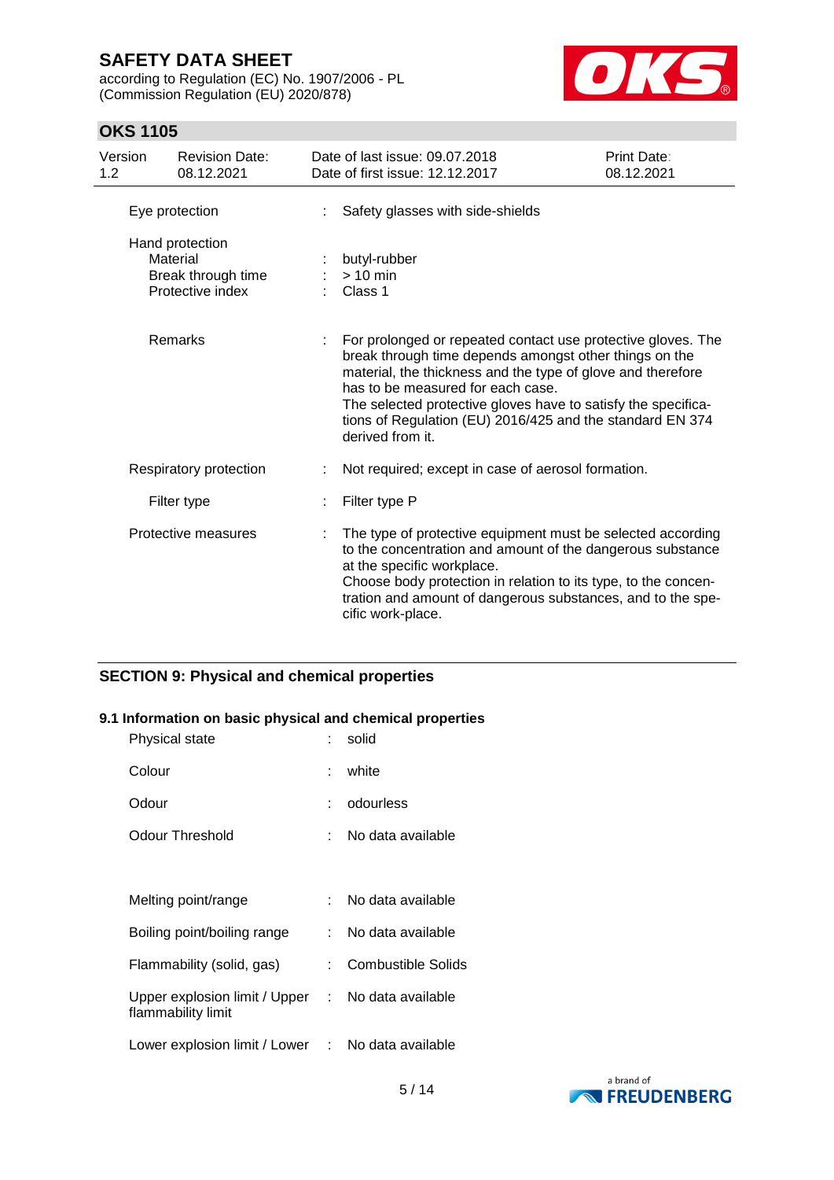| | | |
|---|---|---|
| Eye protection | : | Safety glasses with side-shields |
| Hand protection | | |
| Material | : | butyl-rubber |
| Break through time | : | > 10 min |
| Protective index | : | Class 1 |
| Remarks | : | For prolonged or repeated contact use protective gloves. The break through time depends amongst other things on the material, the thickness and the type of glove and therefore has to be measured for each case. The selected protective gloves have to satisfy the specifications of Regulation (EU) 2016/425 and the standard EN 374 derived from it. |
| Respiratory protection | : | Not required; except in case of aerosol formation. |
| Filter type | : | Filter type P |
| Protective measures | : | The type of protective equipment must be selected according to the concentration and amount of the dangerous substance at the specific workplace. Choose body protection in relation to its type, to the concentration and amount of dangerous substances, and to the specific work-place. |

## SECTION 9: Physical and chemical properties

### 9.1 Information on basic physical and chemical properties

| | | |
|---|---|---|
| Physical state | : | solid |
| Colour | : | white |
| Odour | : | odourless |
| Odour Threshold | : | No data available |
| Melting point/range | : | No data available |
| Boiling point/boiling range | : | No data available |
| Flammability (solid, gas) | : | Combustible Solids |
| Upper explosion limit / Upper flammability limit | : | No data available |
| Lower explosion limit / Lower | : | No data available |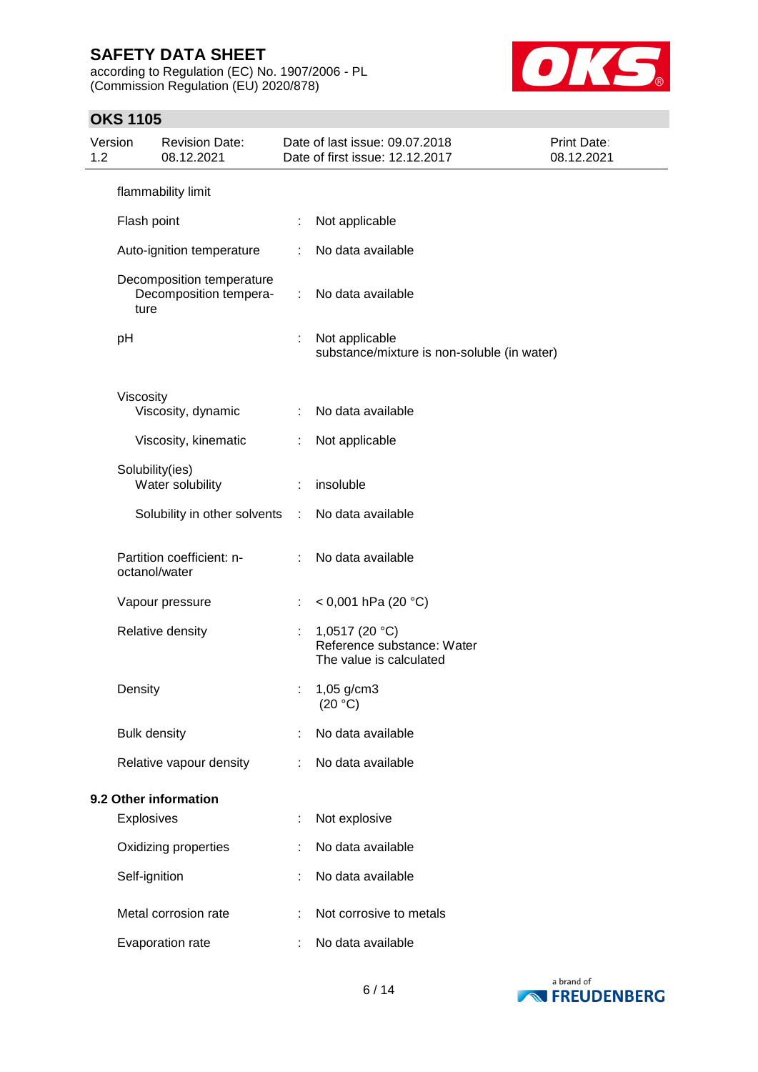flammability limit

| | | |
|---|---|---|
| Flash point | : | Not applicable |
| Auto-ignition temperature | : | No data available |
| Decomposition temperature<br>Decomposition temperature | : | No data available |
| pH | : | Not applicable<br>substance/mixture is non-soluble (in water) |
| Viscosity<br>Viscosity, dynamic | : | No data available |
| Viscosity, kinematic | : | Not applicable |
| Solubility(ies)<br>Water solubility | : | insoluble |
| Solubility in other solvents | : | No data available |
| Partition coefficient: n-octanol/water | : | No data available |
| Vapour pressure | : | < 0,001 hPa (20 °C) |
| Relative density | : | 1,0517 (20 °C)<br>Reference substance: Water<br>The value is calculated |
| Density | : | 1,05 g/cm3<br>(20 °C) |
| Bulk density | : | No data available |
| Relative vapour density | : | No data available |

**9.2 Other information**

| | | |
|---|---|---|
| Explosives | : | Not explosive |
| Oxidizing properties | : | No data available |
| Self-ignition | : | No data available |
| Metal corrosion rate | : | Not corrosive to metals |
| Evaporation rate | : | No data available |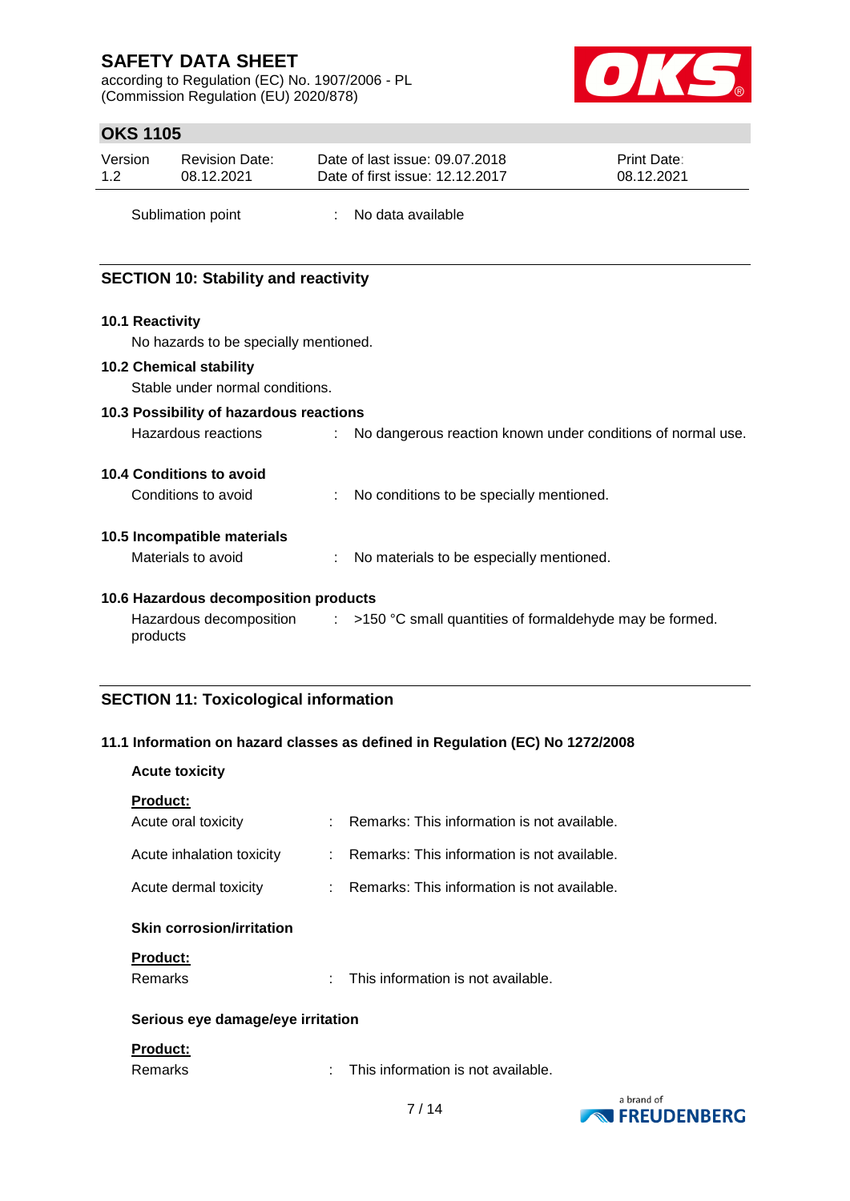Sublimation point : No data available

## SECTION 10: Stability and reactivity

### 10.1 Reactivity

No hazards to be specially mentioned.

### 10.2 Chemical stability

Stable under normal conditions.

### 10.3 Possibility of hazardous reactions

Hazardous reactions : No dangerous reaction known under conditions of normal use.

### 10.4 Conditions to avoid

Conditions to avoid : No conditions to be specially mentioned.

### 10.5 Incompatible materials

Materials to avoid : No materials to be especially mentioned.

### 10.6 Hazardous decomposition products

Hazardous decomposition products : >150 °C small quantities of formaldehyde may be formed.

## SECTION 11: Toxicological information

### 11.1 Information on hazard classes as defined in Regulation (EC) No 1272/2008

**Acute toxicity**

**Product:**

Acute oral toxicity : Remarks: This information is not available.

Acute inhalation toxicity : Remarks: This information is not available.

Acute dermal toxicity : Remarks: This information is not available.

**Skin corrosion/irritation**

**Product:**

Remarks : This information is not available.

**Serious eye damage/eye irritation**

**Product:**

Remarks : This information is not available.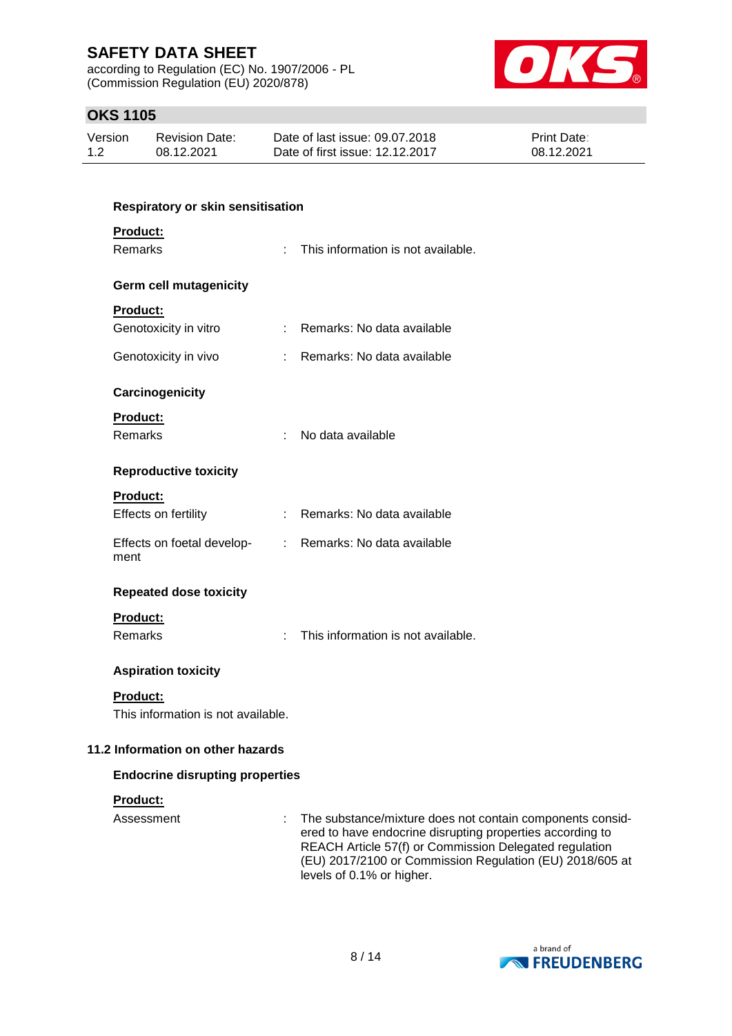### Respiratory or skin sensitisation

**Product:**

Remarks : This information is not available.

### Germ cell mutagenicity

**Product:**

Genotoxicity in vitro : Remarks: No data available

Genotoxicity in vivo : Remarks: No data available

### Carcinogenicity

**Product:**

Remarks : No data available

### Reproductive toxicity

**Product:**

Effects on fertility : Remarks: No data available

Effects on foetal development : Remarks: No data available

### Repeated dose toxicity

**Product:**

Remarks : This information is not available.

### Aspiration toxicity

**Product:**

This information is not available.

## 11.2 Information on other hazards

### Endocrine disrupting properties

**Product:**

Assessment : The substance/mixture does not contain components considered to have endocrine disrupting properties according to REACH Article 57(f) or Commission Delegated regulation (EU) 2017/2100 or Commission Regulation (EU) 2018/605 at levels of 0.1% or higher.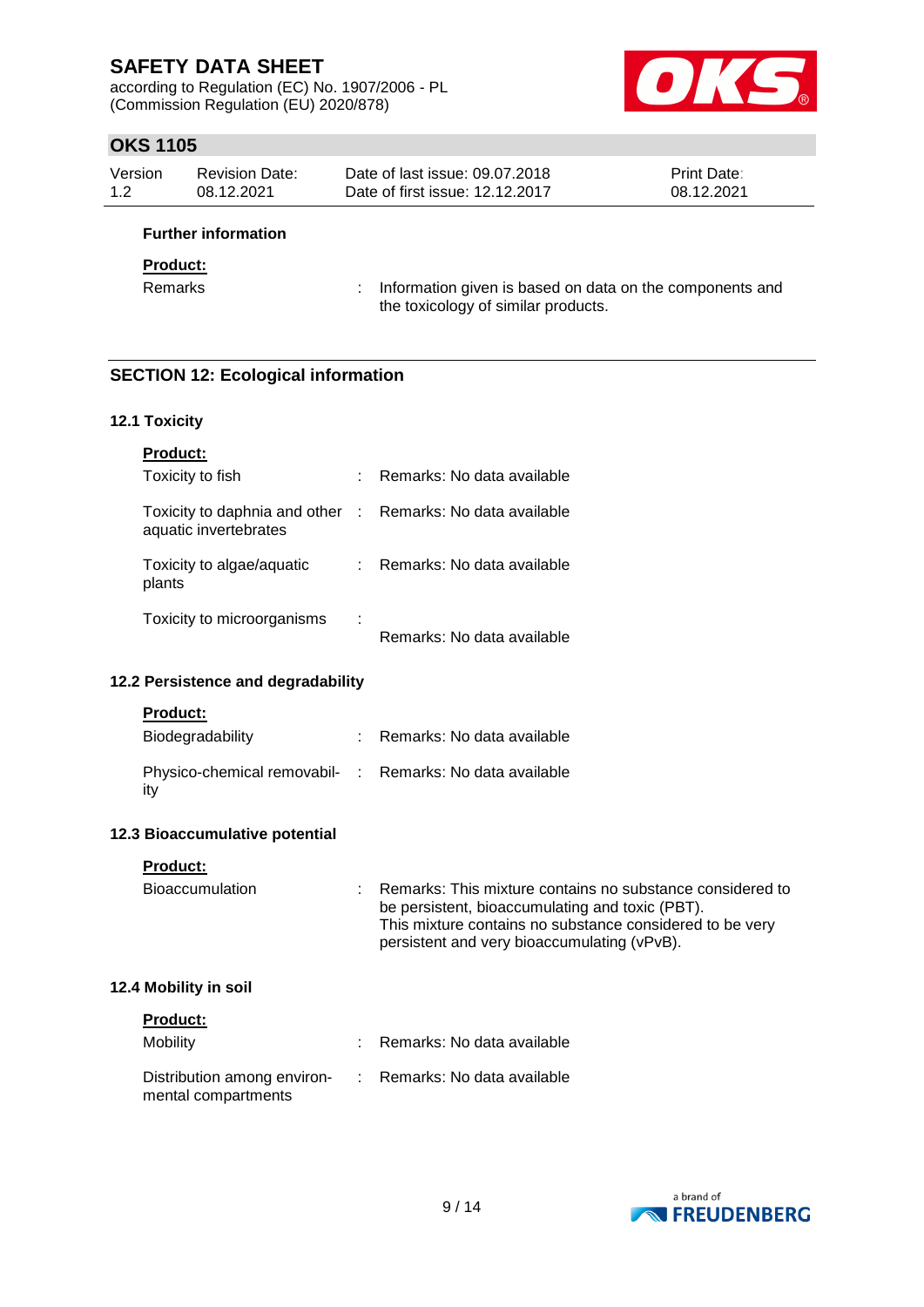**Further information**

**Product:**

Remarks : Information given is based on data on the components and the toxicology of similar products.

## SECTION 12: Ecological information

### 12.1 Toxicity

**Product:**

| | | |
|---|---|---|
| Toxicity to fish | : | Remarks: No data available |
| Toxicity to daphnia and other aquatic invertebrates | : | Remarks: No data available |
| Toxicity to algae/aquatic plants | : | Remarks: No data available |
| Toxicity to microorganisms | : | Remarks: No data available |

### 12.2 Persistence and degradability

**Product:**

| | | |
|---|---|---|
| Biodegradability | : | Remarks: No data available |
| Physico-chemical removability | : | Remarks: No data available |

### 12.3 Bioaccumulative potential

**Product:**

| | | |
|---|---|---|
| Bioaccumulation | : | Remarks: This mixture contains no substance considered to be persistent, bioaccumulating and toxic (PBT). This mixture contains no substance considered to be very persistent and very bioaccumulating (vPvB). |

### 12.4 Mobility in soil

**Product:**

| | | |
|---|---|---|
| Mobility | : | Remarks: No data available |
| Distribution among environmental compartments | : | Remarks: No data available |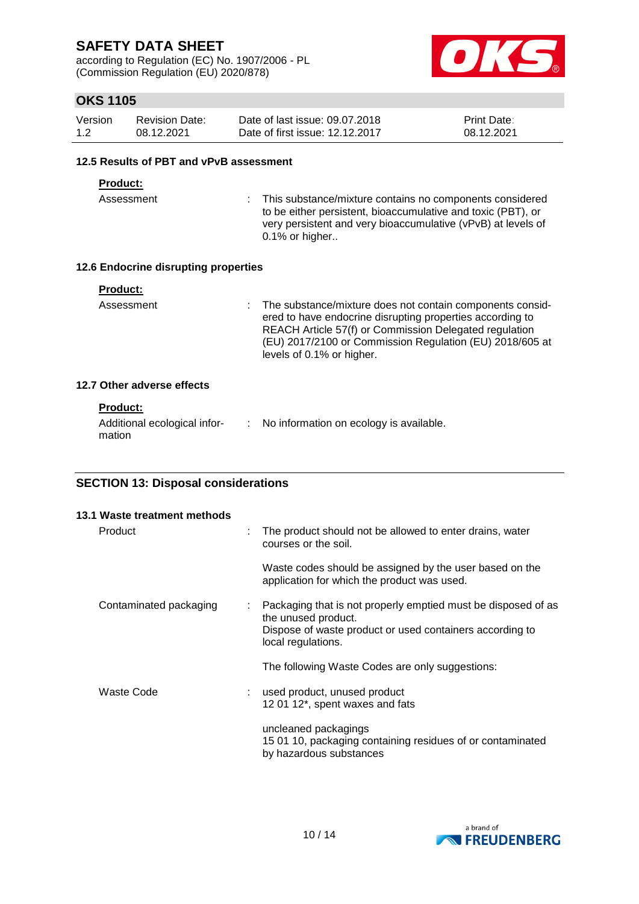### 12.5 Results of PBT and vPvB assessment

**Product:**

| | |
|---|---|
| Assessment | : This substance/mixture contains no components considered to be either persistent, bioaccumulative and toxic (PBT), or very persistent and very bioaccumulative (vPvB) at levels of 0.1% or higher.. |

### 12.6 Endocrine disrupting properties

**Product:**

| | |
|---|---|
| Assessment | : The substance/mixture does not contain components considered to have endocrine disrupting properties according to REACH Article 57(f) or Commission Delegated regulation (EU) 2017/2100 or Commission Regulation (EU) 2018/605 at levels of 0.1% or higher. |

### 12.7 Other adverse effects

**Product:**

| | |
|---|---|
| Additional ecological information | : No information on ecology is available. |

## SECTION 13: Disposal considerations

### 13.1 Waste treatment methods

| | |
|---|---|
| Product | : The product should not be allowed to enter drains, water courses or the soil.<br><br>Waste codes should be assigned by the user based on the application for which the product was used. |
| Contaminated packaging | : Packaging that is not properly emptied must be disposed of as the unused product.<br>Dispose of waste product or used containers according to local regulations.<br><br>The following Waste Codes are only suggestions: |
| Waste Code | : used product, unused product<br>12 01 12*, spent waxes and fats<br><br>uncleaned packagings<br>15 01 10, packaging containing residues of or contaminated by hazardous substances |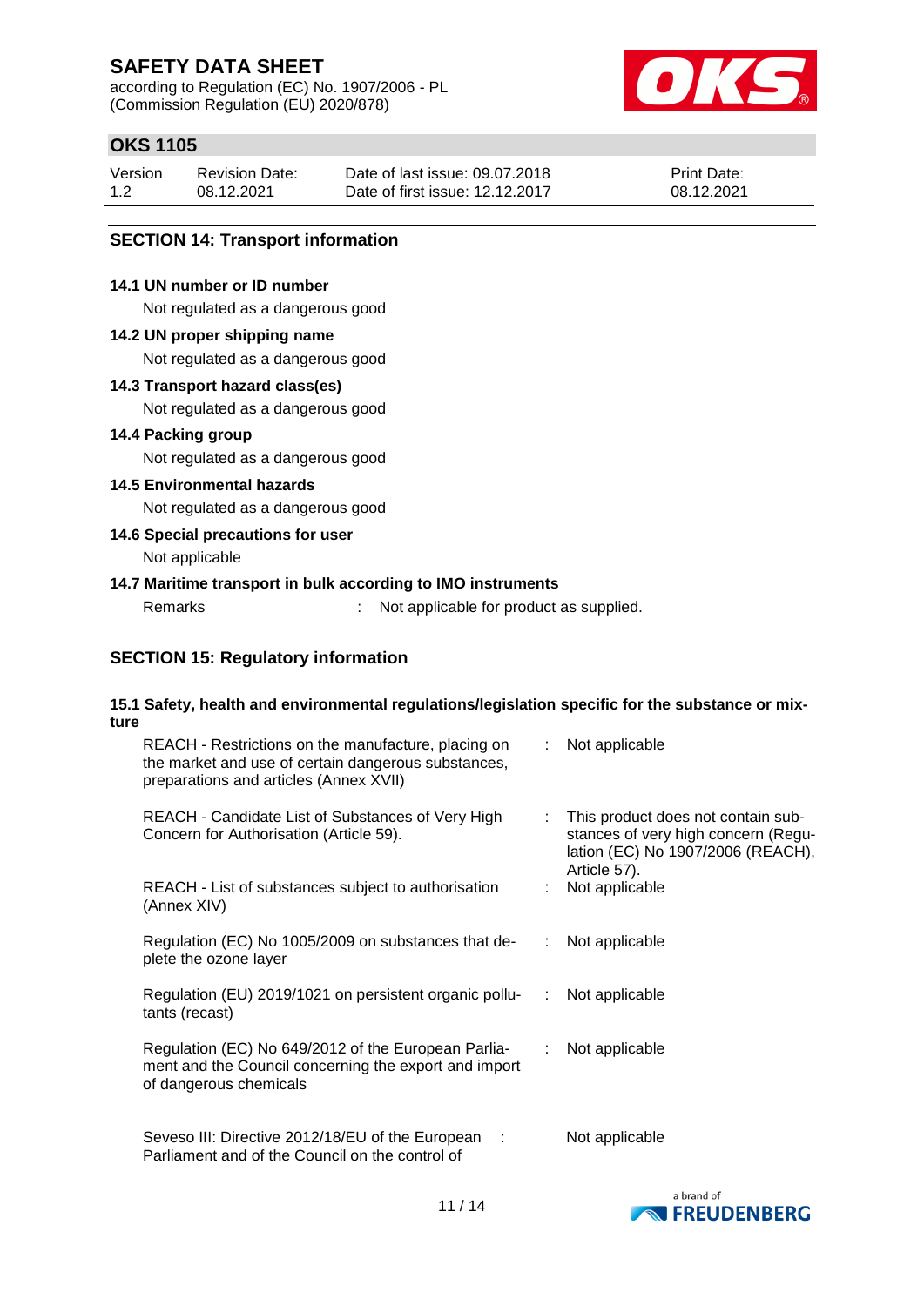## SECTION 14: Transport information

**14.1 UN number or ID number**

Not regulated as a dangerous good

**14.2 UN proper shipping name**

Not regulated as a dangerous good

**14.3 Transport hazard class(es)**

Not regulated as a dangerous good

**14.4 Packing group**

Not regulated as a dangerous good

**14.5 Environmental hazards**

Not regulated as a dangerous good

**14.6 Special precautions for user**

Not applicable

**14.7 Maritime transport in bulk according to IMO instruments**

Remarks : Not applicable for product as supplied.

## SECTION 15: Regulatory information

**15.1 Safety, health and environmental regulations/legislation specific for the substance or mixture**

| | |
|---|---|
| REACH - Restrictions on the manufacture, placing on the market and use of certain dangerous substances, preparations and articles (Annex XVII) | : Not applicable |
| REACH - Candidate List of Substances of Very High Concern for Authorisation (Article 59). | : This product does not contain substances of very high concern (Regulation (EC) No 1907/2006 (REACH), Article 57). |
| REACH - List of substances subject to authorisation (Annex XIV) | : Not applicable |
| Regulation (EC) No 1005/2009 on substances that deplete the ozone layer | : Not applicable |
| Regulation (EU) 2019/1021 on persistent organic pollutants (recast) | : Not applicable |
| Regulation (EC) No 649/2012 of the European Parliament and the Council concerning the export and import of dangerous chemicals | : Not applicable |
| Seveso III: Directive 2012/18/EU of the European Parliament and of the Council on the control of | : Not applicable |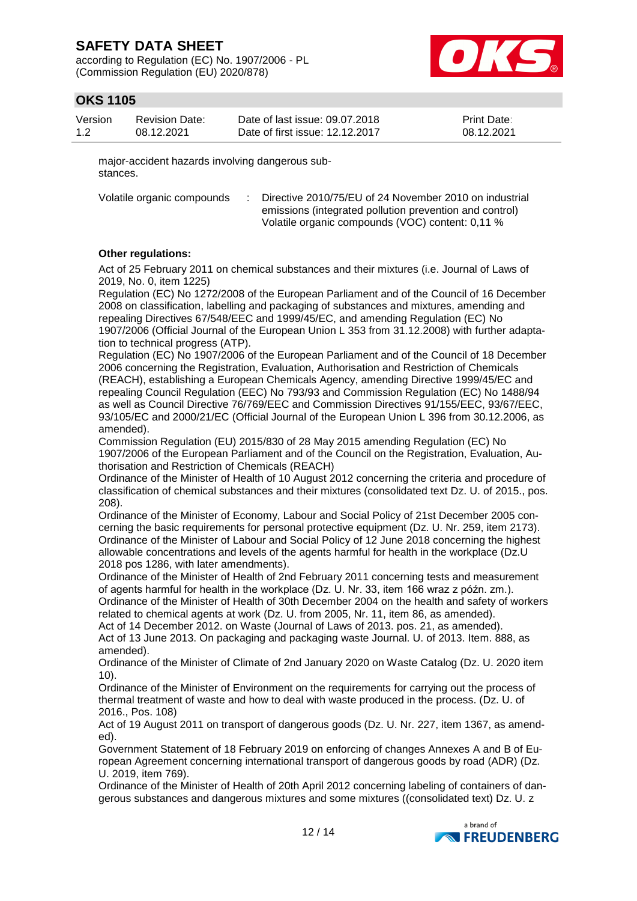major-accident hazards involving dangerous substances.

| | | |
|---|---|---|
| Volatile organic compounds | : | Directive 2010/75/EU of 24 November 2010 on industrial emissions (integrated pollution prevention and control)<br>Volatile organic compounds (VOC) content: 0,11 % |

**Other regulations:**

Act of 25 February 2011 on chemical substances and their mixtures (i.e. Journal of Laws of 2019, No. 0, item 1225)
Regulation (EC) No 1272/2008 of the European Parliament and of the Council of 16 December 2008 on classification, labelling and packaging of substances and mixtures, amending and repealing Directives 67/548/EEC and 1999/45/EC, and amending Regulation (EC) No 1907/2006 (Official Journal of the European Union L 353 from 31.12.2008) with further adaptation to technical progress (ATP).
Regulation (EC) No 1907/2006 of the European Parliament and of the Council of 18 December 2006 concerning the Registration, Evaluation, Authorisation and Restriction of Chemicals (REACH), establishing a European Chemicals Agency, amending Directive 1999/45/EC and repealing Council Regulation (EEC) No 793/93 and Commission Regulation (EC) No 1488/94 as well as Council Directive 76/769/EEC and Commission Directives 91/155/EEC, 93/67/EEC, 93/105/EC and 2000/21/EC (Official Journal of the European Union L 396 from 30.12.2006, as amended).
Commission Regulation (EU) 2015/830 of 28 May 2015 amending Regulation (EC) No 1907/2006 of the European Parliament and of the Council on the Registration, Evaluation, Authorisation and Restriction of Chemicals (REACH)
Ordinance of the Minister of Health of 10 August 2012 concerning the criteria and procedure of classification of chemical substances and their mixtures (consolidated text Dz. U. of 2015., pos. 208).
Ordinance of the Minister of Economy, Labour and Social Policy of 21st December 2005 concerning the basic requirements for personal protective equipment (Dz. U. Nr. 259, item 2173).
Ordinance of the Minister of Labour and Social Policy of 12 June 2018 concerning the highest allowable concentrations and levels of the agents harmful for health in the workplace (Dz.U 2018 pos 1286, with later amendments).
Ordinance of the Minister of Health of 2nd February 2011 concerning tests and measurement of agents harmful for health in the workplace (Dz. U. Nr. 33, item 166 wraz z późn. zm.).
Ordinance of the Minister of Health of 30th December 2004 on the health and safety of workers related to chemical agents at work (Dz. U. from 2005, Nr. 11, item 86, as amended).
Act of 14 December 2012. on Waste (Journal of Laws of 2013. pos. 21, as amended).
Act of 13 June 2013. On packaging and packaging waste Journal. U. of 2013. Item. 888, as amended).
Ordinance of the Minister of Climate of 2nd January 2020 on Waste Catalog (Dz. U. 2020 item 10).
Ordinance of the Minister of Environment on the requirements for carrying out the process of thermal treatment of waste and how to deal with waste produced in the process. (Dz. U. of 2016., Pos. 108)
Act of 19 August 2011 on transport of dangerous goods (Dz. U. Nr. 227, item 1367, as amended).
Government Statement of 18 February 2019 on enforcing of changes Annexes A and B of European Agreement concerning international transport of dangerous goods by road (ADR) (Dz. U. 2019, item 769).
Ordinance of the Minister of Health of 20th April 2012 concerning labeling of containers of dangerous substances and dangerous mixtures and some mixtures ((consolidated text) Dz. U. z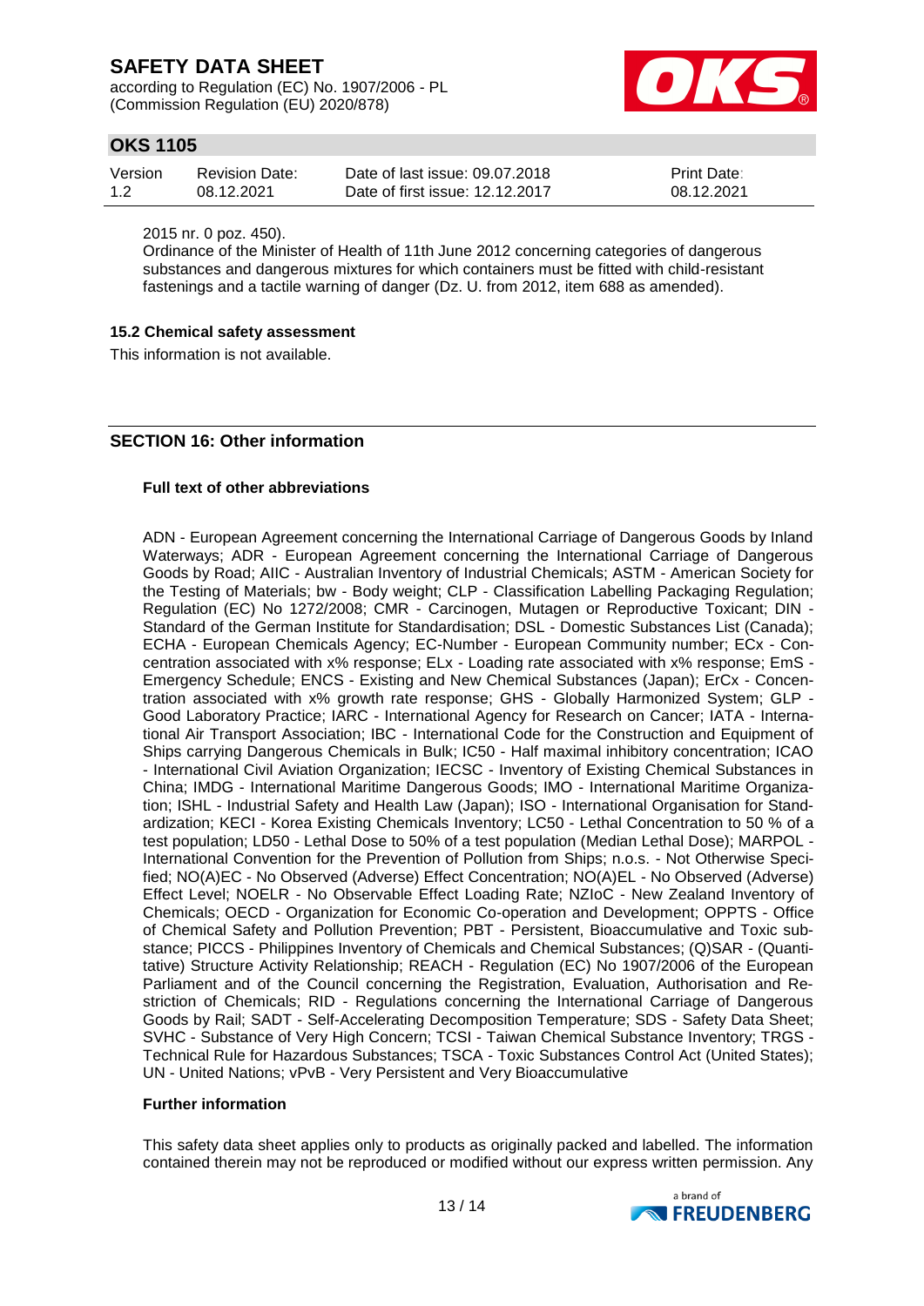2015 nr. 0 poz. 450).

Ordinance of the Minister of Health of 11th June 2012 concerning categories of dangerous substances and dangerous mixtures for which containers must be fitted with child-resistant fastenings and a tactile warning of danger (Dz. U. from 2012, item 688 as amended).

### 15.2 Chemical safety assessment

This information is not available.

## SECTION 16: Other information

### Full text of other abbreviations

ADN - European Agreement concerning the International Carriage of Dangerous Goods by Inland Waterways; ADR - European Agreement concerning the International Carriage of Dangerous Goods by Road; AIIC - Australian Inventory of Industrial Chemicals; ASTM - American Society for the Testing of Materials; bw - Body weight; CLP - Classification Labelling Packaging Regulation; Regulation (EC) No 1272/2008; CMR - Carcinogen, Mutagen or Reproductive Toxicant; DIN - Standard of the German Institute for Standardisation; DSL - Domestic Substances List (Canada); ECHA - European Chemicals Agency; EC-Number - European Community number; ECx - Concentration associated with x% response; ELx - Loading rate associated with x% response; EmS - Emergency Schedule; ENCS - Existing and New Chemical Substances (Japan); ErCx - Concentration associated with x% growth rate response; GHS - Globally Harmonized System; GLP - Good Laboratory Practice; IARC - International Agency for Research on Cancer; IATA - International Air Transport Association; IBC - International Code for the Construction and Equipment of Ships carrying Dangerous Chemicals in Bulk; IC50 - Half maximal inhibitory concentration; ICAO - International Civil Aviation Organization; IECSC - Inventory of Existing Chemical Substances in China; IMDG - International Maritime Dangerous Goods; IMO - International Maritime Organization; ISHL - Industrial Safety and Health Law (Japan); ISO - International Organisation for Standardization; KECI - Korea Existing Chemicals Inventory; LC50 - Lethal Concentration to 50 % of a test population; LD50 - Lethal Dose to 50% of a test population (Median Lethal Dose); MARPOL - International Convention for the Prevention of Pollution from Ships; n.o.s. - Not Otherwise Specified; NO(A)EC - No Observed (Adverse) Effect Concentration; NO(A)EL - No Observed (Adverse) Effect Level; NOELR - No Observable Effect Loading Rate; NZIoC - New Zealand Inventory of Chemicals; OECD - Organization for Economic Co-operation and Development; OPPTS - Office of Chemical Safety and Pollution Prevention; PBT - Persistent, Bioaccumulative and Toxic substance; PICCS - Philippines Inventory of Chemicals and Chemical Substances; (Q)SAR - (Quantitative) Structure Activity Relationship; REACH - Regulation (EC) No 1907/2006 of the European Parliament and of the Council concerning the Registration, Evaluation, Authorisation and Restriction of Chemicals; RID - Regulations concerning the International Carriage of Dangerous Goods by Rail; SADT - Self-Accelerating Decomposition Temperature; SDS - Safety Data Sheet; SVHC - Substance of Very High Concern; TCSI - Taiwan Chemical Substance Inventory; TRGS - Technical Rule for Hazardous Substances; TSCA - Toxic Substances Control Act (United States); UN - United Nations; vPvB - Very Persistent and Very Bioaccumulative

### Further information

This safety data sheet applies only to products as originally packed and labelled. The information contained therein may not be reproduced or modified without our express written permission. Any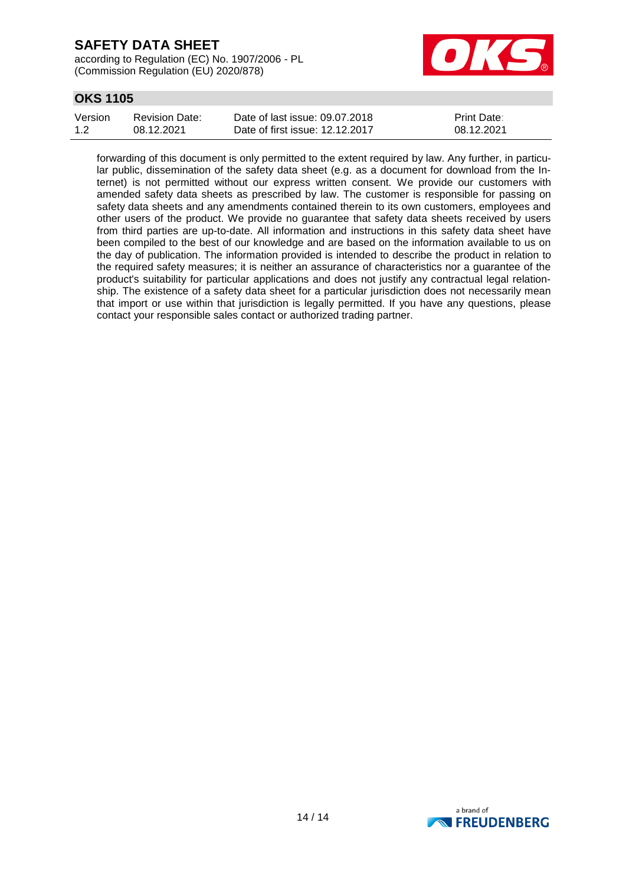forwarding of this document is only permitted to the extent required by law. Any further, in particular public, dissemination of the safety data sheet (e.g. as a document for download from the Internet) is not permitted without our express written consent. We provide our customers with amended safety data sheets as prescribed by law. The customer is responsible for passing on safety data sheets and any amendments contained therein to its own customers, employees and other users of the product. We provide no guarantee that safety data sheets received by users from third parties are up-to-date. All information and instructions in this safety data sheet have been compiled to the best of our knowledge and are based on the information available to us on the day of publication. The information provided is intended to describe the product in relation to the required safety measures; it is neither an assurance of characteristics nor a guarantee of the product's suitability for particular applications and does not justify any contractual legal relationship. The existence of a safety data sheet for a particular jurisdiction does not necessarily mean that import or use within that jurisdiction is legally permitted. If you have any questions, please contact your responsible sales contact or authorized trading partner.